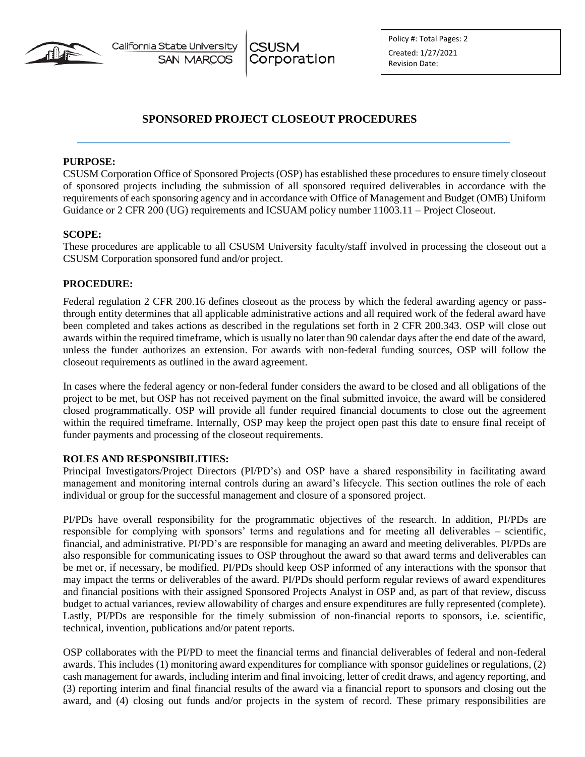Policy #: Total Pages: 2
Created: 1/27/2021
Revision Date:

# SPONSORED PROJECT CLOSEOUT PROCEDURES

**PURPOSE:**

CSUSM Corporation Office of Sponsored Projects (OSP) has established these procedures to ensure timely closeout of sponsored projects including the submission of all sponsored required deliverables in accordance with the requirements of each sponsoring agency and in accordance with Office of Management and Budget (OMB) Uniform Guidance or 2 CFR 200 (UG) requirements and ICSUAM policy number 11003.11 – Project Closeout.

**SCOPE:**

These procedures are applicable to all CSUSM University faculty/staff involved in processing the closeout out a CSUSM Corporation sponsored fund and/or project.

**PROCEDURE:**

Federal regulation 2 CFR 200.16 defines closeout as the process by which the federal awarding agency or pass-through entity determines that all applicable administrative actions and all required work of the federal award have been completed and takes actions as described in the regulations set forth in 2 CFR 200.343. OSP will close out awards within the required timeframe, which is usually no later than 90 calendar days after the end date of the award, unless the funder authorizes an extension. For awards with non-federal funding sources, OSP will follow the closeout requirements as outlined in the award agreement.

In cases where the federal agency or non-federal funder considers the award to be closed and all obligations of the project to be met, but OSP has not received payment on the final submitted invoice, the award will be considered closed programmatically. OSP will provide all funder required financial documents to close out the agreement within the required timeframe. Internally, OSP may keep the project open past this date to ensure final receipt of funder payments and processing of the closeout requirements.

**ROLES AND RESPONSIBILITIES:**

Principal Investigators/Project Directors (PI/PD's) and OSP have a shared responsibility in facilitating award management and monitoring internal controls during an award's lifecycle. This section outlines the role of each individual or group for the successful management and closure of a sponsored project.

PI/PDs have overall responsibility for the programmatic objectives of the research. In addition, PI/PDs are responsible for complying with sponsors' terms and regulations and for meeting all deliverables – scientific, financial, and administrative. PI/PD's are responsible for managing an award and meeting deliverables. PI/PDs are also responsible for communicating issues to OSP throughout the award so that award terms and deliverables can be met or, if necessary, be modified. PI/PDs should keep OSP informed of any interactions with the sponsor that may impact the terms or deliverables of the award. PI/PDs should perform regular reviews of award expenditures and financial positions with their assigned Sponsored Projects Analyst in OSP and, as part of that review, discuss budget to actual variances, review allowability of charges and ensure expenditures are fully represented (complete). Lastly, PI/PDs are responsible for the timely submission of non-financial reports to sponsors, i.e. scientific, technical, invention, publications and/or patent reports.

OSP collaborates with the PI/PD to meet the financial terms and financial deliverables of federal and non-federal awards. This includes (1) monitoring award expenditures for compliance with sponsor guidelines or regulations, (2) cash management for awards, including interim and final invoicing, letter of credit draws, and agency reporting, and (3) reporting interim and final financial results of the award via a financial report to sponsors and closing out the award, and (4) closing out funds and/or projects in the system of record. These primary responsibilities are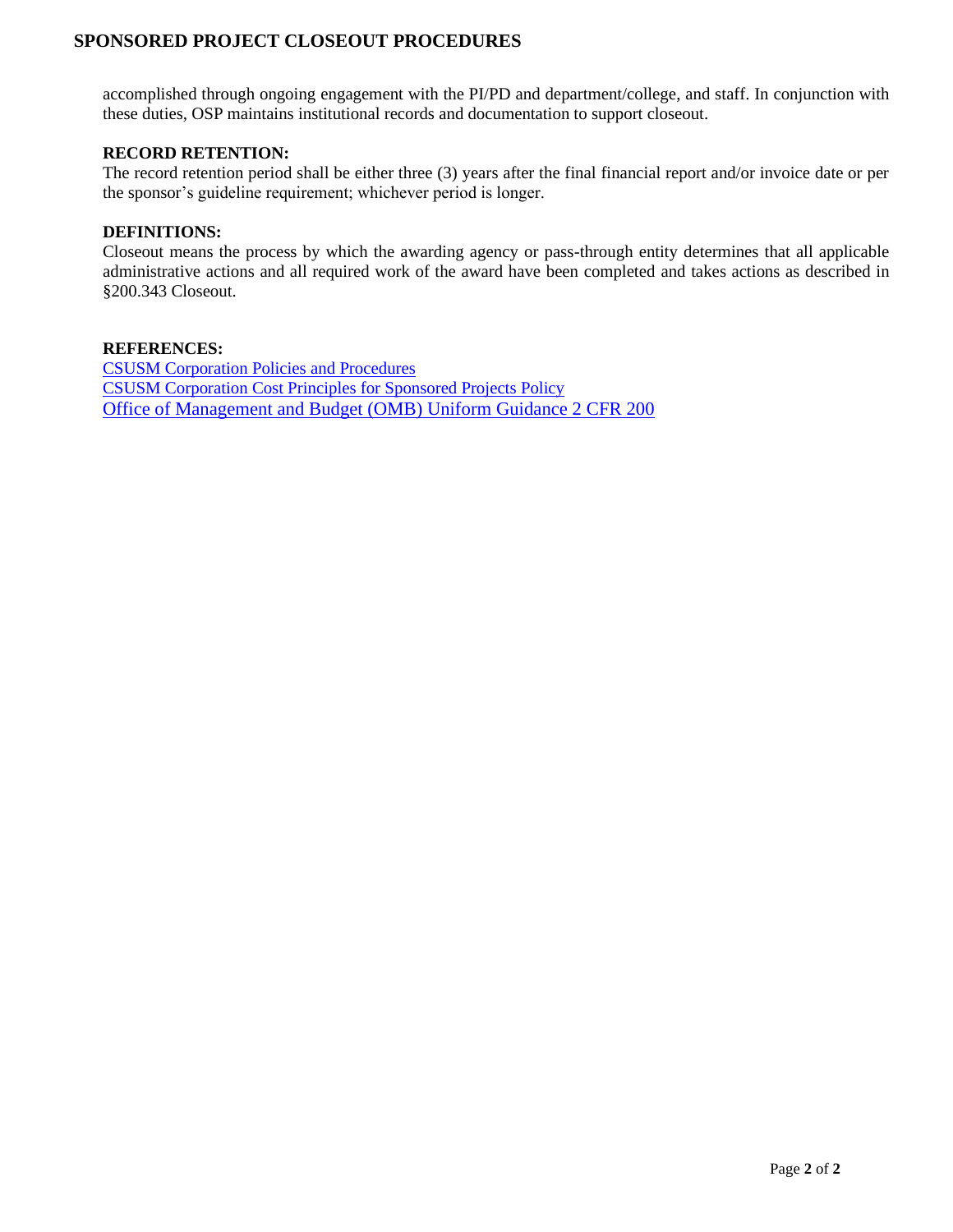accomplished through ongoing engagement with the PI/PD and department/college, and staff. In conjunction with these duties, OSP maintains institutional records and documentation to support closeout.

**RECORD RETENTION:**

The record retention period shall be either three (3) years after the final financial report and/or invoice date or per the sponsor's guideline requirement; whichever period is longer.

**DEFINITIONS:**

Closeout means the process by which the awarding agency or pass-through entity determines that all applicable administrative actions and all required work of the award have been completed and takes actions as described in §200.343 Closeout.

**REFERENCES:**

CSUSM Corporation Policies and Procedures
CSUSM Corporation Cost Principles for Sponsored Projects Policy
Office of Management and Budget (OMB) Uniform Guidance 2 CFR 200